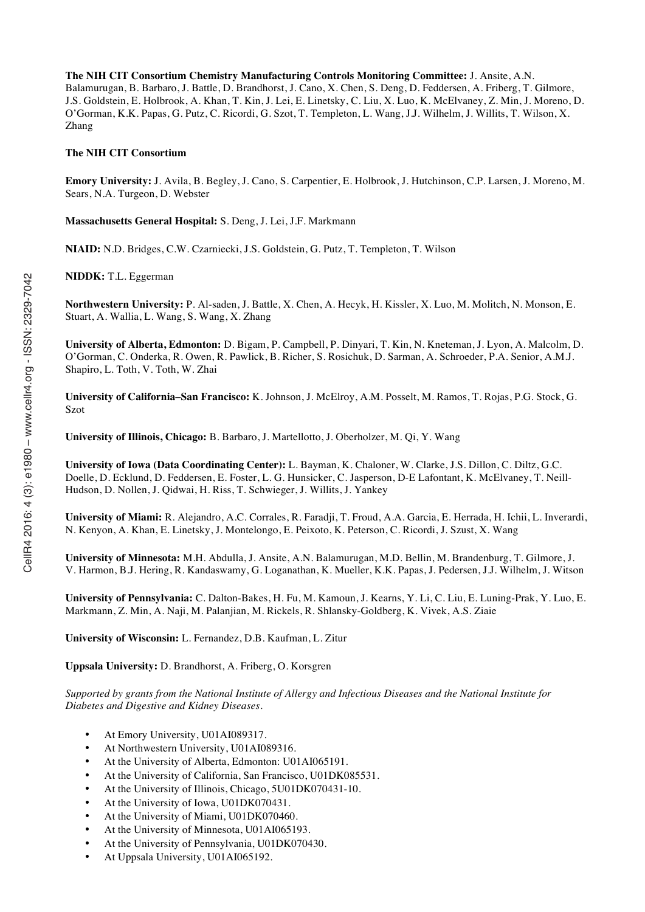**The NIH CIT Consortium Chemistry Manufacturing Controls Monitoring Committee:** J. Ansite, A.N. Balamurugan, B. Barbaro, J. Battle, D. Brandhorst, J. Cano, X. Chen, S. Deng, D. Feddersen, A. Friberg, T. Gilmore, J.S. Goldstein, E. Holbrook, A. Khan, T. Kin, J. Lei, E. Linetsky, C. Liu, X. Luo, K. McElvaney, Z. Min, J. Moreno, D. O'Gorman, K.K. Papas, G. Putz, C. Ricordi, G. Szot, T. Templeton, L. Wang, J.J. Wilhelm, J. Willits, T. Wilson, X. Zhang

**The NIH CIT Consortium**

**Emory University:** J. Avila, B. Begley, J. Cano, S. Carpentier, E. Holbrook, J. Hutchinson, C.P. Larsen, J. Moreno, M. Sears, N.A. Turgeon, D. Webster

**Massachusetts General Hospital:** S. Deng, J. Lei, J.F. Markmann

**NIAID:** N.D. Bridges, C.W. Czarniecki, J.S. Goldstein, G. Putz, T. Templeton, T. Wilson

**NIDDK:** T.L. Eggerman

**Northwestern University:** P. Al-saden, J. Battle, X. Chen, A. Hecyk, H. Kissler, X. Luo, M. Molitch, N. Monson, E. Stuart, A. Wallia, L. Wang, S. Wang, X. Zhang

**University of Alberta, Edmonton:** D. Bigam, P. Campbell, P. Dinyari, T. Kin, N. Kneteman, J. Lyon, A. Malcolm, D. O'Gorman, C. Onderka, R. Owen, R. Pawlick, B. Richer, S. Rosichuk, D. Sarman, A. Schroeder, P.A. Senior, A.M.J. Shapiro, L. Toth, V. Toth, W. Zhai

**University of California–San Francisco:** K. Johnson, J. McElroy, A.M. Posselt, M. Ramos, T. Rojas, P.G. Stock, G. Szot

**University of Illinois, Chicago:** B. Barbaro, J. Martellotto, J. Oberholzer, M. Qi, Y. Wang

**University of Iowa (Data Coordinating Center):** L. Bayman, K. Chaloner, W. Clarke, J.S. Dillon, C. Diltz, G.C. Doelle, D. Ecklund, D. Feddersen, E. Foster, L. G. Hunsicker, C. Jasperson, D-E Lafontant, K. McElvaney, T. Neill-Hudson, D. Nollen, J. Qidwai, H. Riss, T. Schwieger, J. Willits, J. Yankey

**University of Miami:** R. Alejandro, A.C. Corrales, R. Faradji, T. Froud, A.A. Garcia, E. Herrada, H. Ichii, L. Inverardi, N. Kenyon, A. Khan, E. Linetsky, J. Montelongo, E. Peixoto, K. Peterson, C. Ricordi, J. Szust, X. Wang

**University of Minnesota:** M.H. Abdulla, J. Ansite, A.N. Balamurugan, M.D. Bellin, M. Brandenburg, T. Gilmore, J. V. Harmon, B.J. Hering, R. Kandaswamy, G. Loganathan, K. Mueller, K.K. Papas, J. Pedersen, J.J. Wilhelm, J. Witson

**University of Pennsylvania:** C. Dalton-Bakes, H. Fu, M. Kamoun, J. Kearns, Y. Li, C. Liu, E. Luning-Prak, Y. Luo, E. Markmann, Z. Min, A. Naji, M. Palanjian, M. Rickels, R. Shlansky-Goldberg, K. Vivek, A.S. Ziaie

**University of Wisconsin:** L. Fernandez, D.B. Kaufman, L. Zitur

**Uppsala University:** D. Brandhorst, A. Friberg, O. Korsgren

*Supported by grants from the National Institute of Allergy and Infectious Diseases and the National Institute for Diabetes and Digestive and Kidney Diseases.*

- At Emory University, U01AI089317.
- At Northwestern University, U01AI089316.
- At the University of Alberta, Edmonton: U01AI065191.
- At the University of California, San Francisco, U01DK085531.
- At the University of Illinois, Chicago, 5U01DK070431-10.
- At the University of Iowa, U01DK070431.
- At the University of Miami, U01DK070460.
- At the University of Minnesota, U01AI065193.
- At the University of Pennsylvania, U01DK070430.
- At Uppsala University, U01AI065192.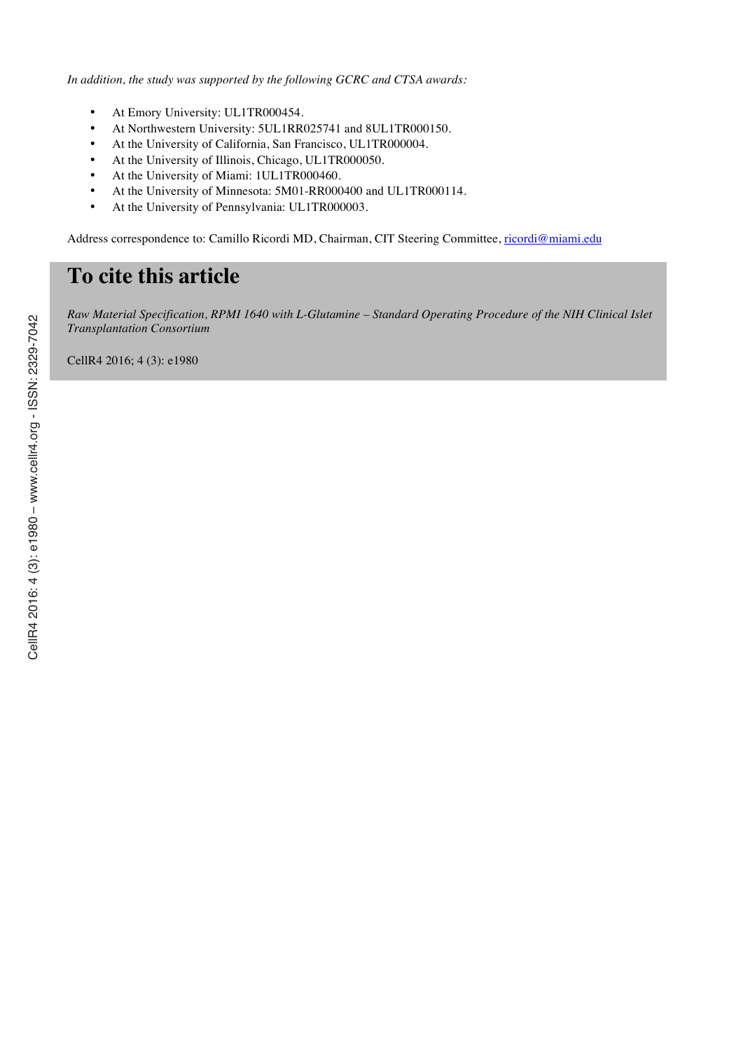*In addition, the study was supported by the following GCRC and CTSA awards:*

- At Emory University: UL1TR000454.
- At Northwestern University: 5UL1RR025741 and 8UL1TR000150.
- At the University of California, San Francisco, UL1TR000004.
- At the University of Illinois, Chicago, UL1TR000050.
- At the University of Miami: 1UL1TR000460.
- At the University of Minnesota: 5M01-RR000400 and UL1TR000114.
- At the University of Pennsylvania: UL1TR000003.

Address correspondence to: Camillo Ricordi MD, Chairman, CIT Steering Committee, ricordi@miami.edu

# To cite this article

*Raw Material Specification, RPMI 1640 with L-Glutamine – Standard Operating Procedure of the NIH Clinical Islet Transplantation Consortium*

CellR4 2016; 4 (3): e1980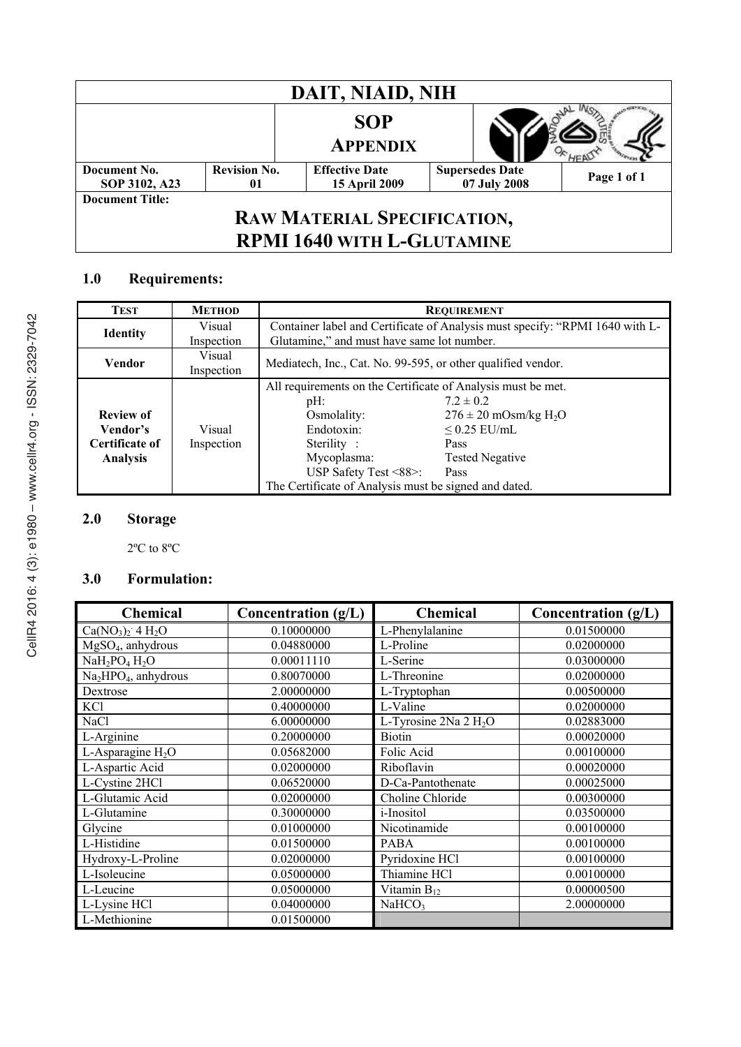| DAIT, NIAID, NIH | | | | |
|---|---|---|---|---|
| | SOP APPENDIX | | | |
| **Document No.** SOP 3102, A23 | **Revision No.** 01 | **Effective Date** 15 April 2009 | **Supersedes Date** 07 July 2008 | **Page 1 of 1** |
| **Document Title:** **RAW MATERIAL SPECIFICATION, RPMI 1640 WITH L-GLUTAMINE** | | | | |

## 1.0 Requirements:

| TEST | METHOD | REQUIREMENT |
|---|---|---|
| **Identity** | Visual Inspection | Container label and Certificate of Analysis must specify: "RPMI 1640 with L-Glutamine," and must have same lot number. |
| **Vendor** | Visual Inspection | Mediatech, Inc., Cat. No. 99-595, or other qualified vendor. |
| **Review of Vendor's Certificate of Analysis** | Visual Inspection | All requirements on the Certificate of Analysis must be met.<br>pH: $7.2 \pm 0.2$<br>Osmolality: $276 \pm 20$ mOsm/kg $H_2O$<br>Endotoxin: $\leq 0.25$ EU/mL<br>Sterility : Pass<br>Mycoplasma: Tested Negative<br>USP Safety Test <88>: Pass<br>The Certificate of Analysis must be signed and dated. |

## 2.0 Storage

2ºC to 8ºC

## 3.0 Formulation:

| Chemical | Concentration (g/L) | Chemical | Concentration (g/L) |
|---|---|---|---|
| $Ca(NO_3)_2 \cdot 4\,H_2O$ | 0.10000000 | L-Phenylalanine | 0.01500000 |
| $MgSO_4$, anhydrous | 0.04880000 | L-Proline | 0.02000000 |
| $NaH_2PO_4\,H_2O$ | 0.00011110 | L-Serine | 0.03000000 |
| $Na_2HPO_4$, anhydrous | 0.80070000 | L-Threonine | 0.02000000 |
| Dextrose | 2.00000000 | L-Tryptophan | 0.00500000 |
| KCl | 0.40000000 | L-Valine | 0.02000000 |
| NaCl | 6.00000000 | L-Tyrosine 2Na 2 $H_2O$ | 0.02883000 |
| L-Arginine | 0.20000000 | Biotin | 0.00020000 |
| L-Asparagine $H_2O$ | 0.05682000 | Folic Acid | 0.00100000 |
| L-Aspartic Acid | 0.02000000 | Riboflavin | 0.00020000 |
| L-Cystine 2HCl | 0.06520000 | D-Ca-Pantothenate | 0.00025000 |
| L-Glutamic Acid | 0.02000000 | Choline Chloride | 0.00300000 |
| L-Glutamine | 0.30000000 | i-Inositol | 0.03500000 |
| Glycine | 0.01000000 | Nicotinamide | 0.00100000 |
| L-Histidine | 0.01500000 | PABA | 0.00100000 |
| Hydroxy-L-Proline | 0.02000000 | Pyridoxine HCl | 0.00100000 |
| L-Isoleucine | 0.05000000 | Thiamine HCl | 0.00100000 |
| L-Leucine | 0.05000000 | Vitamin $B_{12}$ | 0.00000500 |
| L-Lysine HCl | 0.04000000 | $NaHCO_3$ | 2.00000000 |
| L-Methionine | 0.01500000 | | |